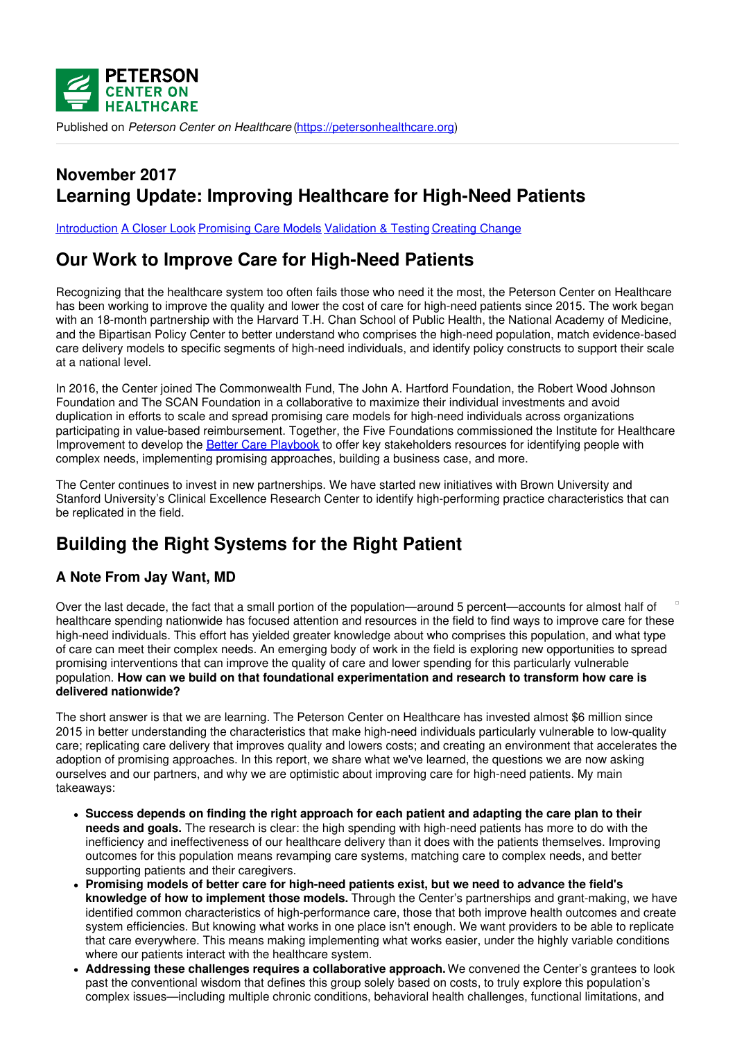Published on *Peterson Center on Healthcare* (https://petersonhealthcare.org)

# November 2017
# Learning Update: Improving Healthcare for High-Need Patients

Introduction A Closer Look Promising Care Models Validation & Testing Creating Change

## Our Work to Improve Care for High-Need Patients

Recognizing that the healthcare system too often fails those who need it the most, the Peterson Center on Healthcare has been working to improve the quality and lower the cost of care for high-need patients since 2015. The work began with an 18-month partnership with the Harvard T.H. Chan School of Public Health, the National Academy of Medicine, and the Bipartisan Policy Center to better understand who comprises the high-need population, match evidence-based care delivery models to specific segments of high-need individuals, and identify policy constructs to support their scale at a national level.

In 2016, the Center joined The Commonwealth Fund, The John A. Hartford Foundation, the Robert Wood Johnson Foundation and The SCAN Foundation in a collaborative to maximize their individual investments and avoid duplication in efforts to scale and spread promising care models for high-need individuals across organizations participating in value-based reimbursement. Together, the Five Foundations commissioned the Institute for Healthcare Improvement to develop the Better Care Playbook to offer key stakeholders resources for identifying people with complex needs, implementing promising approaches, building a business case, and more.

The Center continues to invest in new partnerships. We have started new initiatives with Brown University and Stanford University's Clinical Excellence Research Center to identify high-performing practice characteristics that can be replicated in the field.

## Building the Right Systems for the Right Patient

### A Note From Jay Want, MD

Over the last decade, the fact that a small portion of the population—around 5 percent—accounts for almost half of healthcare spending nationwide has focused attention and resources in the field to find ways to improve care for these high-need individuals. This effort has yielded greater knowledge about who comprises this population, and what type of care can meet their complex needs. An emerging body of work in the field is exploring new opportunities to spread promising interventions that can improve the quality of care and lower spending for this particularly vulnerable population. **How can we build on that foundational experimentation and research to transform how care is delivered nationwide?**

The short answer is that we are learning. The Peterson Center on Healthcare has invested almost $6 million since 2015 in better understanding the characteristics that make high-need individuals particularly vulnerable to low-quality care; replicating care delivery that improves quality and lowers costs; and creating an environment that accelerates the adoption of promising approaches. In this report, we share what we've learned, the questions we are now asking ourselves and our partners, and why we are optimistic about improving care for high-need patients. My main takeaways:

- **Success depends on finding the right approach for each patient and adapting the care plan to their needs and goals.** The research is clear: the high spending with high-need patients has more to do with the inefficiency and ineffectiveness of our healthcare delivery than it does with the patients themselves. Improving outcomes for this population means revamping care systems, matching care to complex needs, and better supporting patients and their caregivers.
- **Promising models of better care for high-need patients exist, but we need to advance the field's knowledge of how to implement those models.** Through the Center's partnerships and grant-making, we have identified common characteristics of high-performance care, those that both improve health outcomes and create system efficiencies. But knowing what works in one place isn't enough. We want providers to be able to replicate that care everywhere. This means making implementing what works easier, under the highly variable conditions where our patients interact with the healthcare system.
- **Addressing these challenges requires a collaborative approach.** We convened the Center's grantees to look past the conventional wisdom that defines this group solely based on costs, to truly explore this population's complex issues—including multiple chronic conditions, behavioral health challenges, functional limitations, and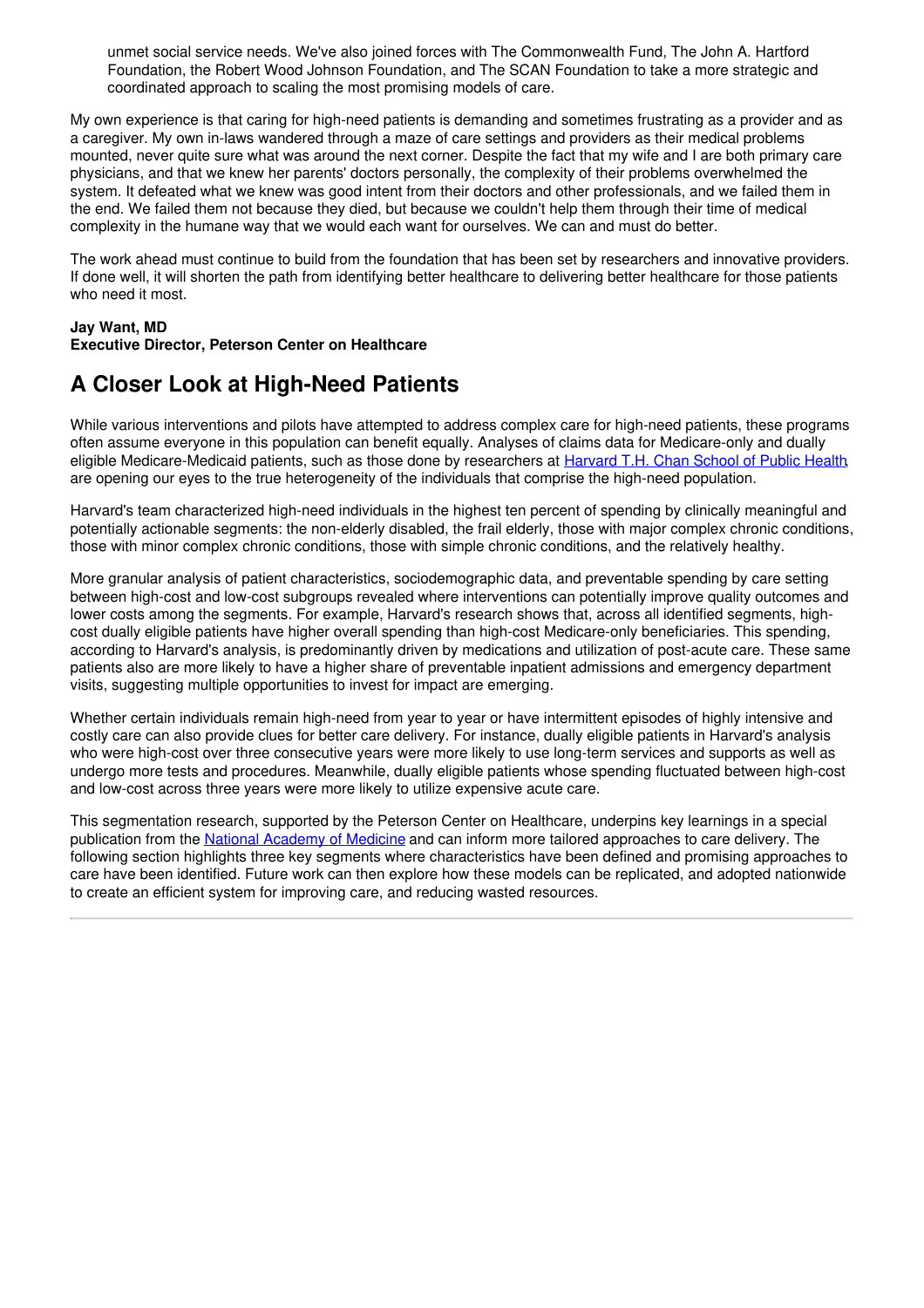unmet social service needs. We've also joined forces with The Commonwealth Fund, The John A. Hartford Foundation, the Robert Wood Johnson Foundation, and The SCAN Foundation to take a more strategic and coordinated approach to scaling the most promising models of care.

My own experience is that caring for high-need patients is demanding and sometimes frustrating as a provider and as a caregiver. My own in-laws wandered through a maze of care settings and providers as their medical problems mounted, never quite sure what was around the next corner. Despite the fact that my wife and I are both primary care physicians, and that we knew her parents' doctors personally, the complexity of their problems overwhelmed the system. It defeated what we knew was good intent from their doctors and other professionals, and we failed them in the end. We failed them not because they died, but because we couldn't help them through their time of medical complexity in the humane way that we would each want for ourselves. We can and must do better.

The work ahead must continue to build from the foundation that has been set by researchers and innovative providers. If done well, it will shorten the path from identifying better healthcare to delivering better healthcare for those patients who need it most.

**Jay Want, MD**
**Executive Director, Peterson Center on Healthcare**

## A Closer Look at High-Need Patients

While various interventions and pilots have attempted to address complex care for high-need patients, these programs often assume everyone in this population can benefit equally. Analyses of claims data for Medicare-only and dually eligible Medicare-Medicaid patients, such as those done by researchers at Harvard T.H. Chan School of Public Health, are opening our eyes to the true heterogeneity of the individuals that comprise the high-need population.

Harvard's team characterized high-need individuals in the highest ten percent of spending by clinically meaningful and potentially actionable segments: the non-elderly disabled, the frail elderly, those with major complex chronic conditions, those with minor complex chronic conditions, those with simple chronic conditions, and the relatively healthy.

More granular analysis of patient characteristics, sociodemographic data, and preventable spending by care setting between high-cost and low-cost subgroups revealed where interventions can potentially improve quality outcomes and lower costs among the segments. For example, Harvard's research shows that, across all identified segments, high-cost dually eligible patients have higher overall spending than high-cost Medicare-only beneficiaries. This spending, according to Harvard's analysis, is predominantly driven by medications and utilization of post-acute care. These same patients also are more likely to have a higher share of preventable inpatient admissions and emergency department visits, suggesting multiple opportunities to invest for impact are emerging.

Whether certain individuals remain high-need from year to year or have intermittent episodes of highly intensive and costly care can also provide clues for better care delivery. For instance, dually eligible patients in Harvard's analysis who were high-cost over three consecutive years were more likely to use long-term services and supports as well as undergo more tests and procedures. Meanwhile, dually eligible patients whose spending fluctuated between high-cost and low-cost across three years were more likely to utilize expensive acute care.

This segmentation research, supported by the Peterson Center on Healthcare, underpins key learnings in a special publication from the National Academy of Medicine and can inform more tailored approaches to care delivery. The following section highlights three key segments where characteristics have been defined and promising approaches to care have been identified. Future work can then explore how these models can be replicated, and adopted nationwide to create an efficient system for improving care, and reducing wasted resources.

---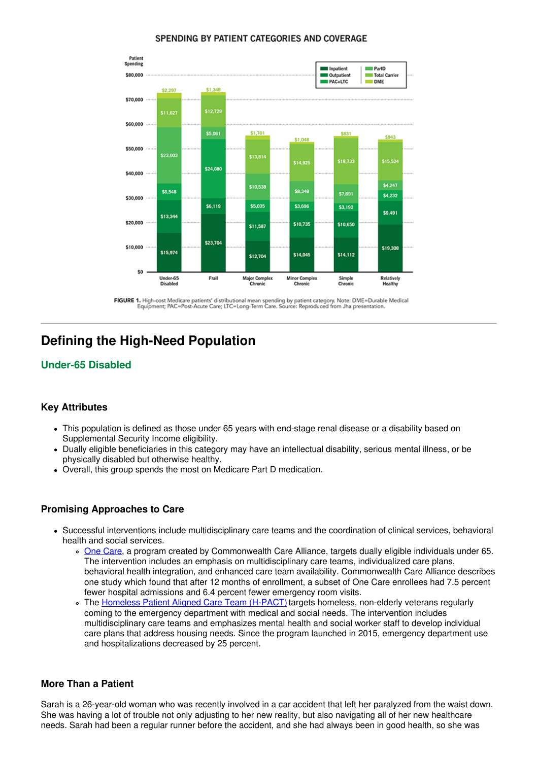SPENDING BY PATIENT CATEGORIES AND COVERAGE

| Patient Spending | Under-65 Disabled | Frail | Major Complex Chronic | Minor Complex Chronic | Simple Chronic | Relatively Healthy |
|---|---|---|---|---|---|---|
| DME | $2,297 | $1,348 | $1,701 | $1,048 | $831 | $943 |
| Total Carrier | $11,627 | $12,729 | $13,814 | $14,925 | $18,733 | $15,524 |
| PartD | $23,003 | $5,061 | $10,538 | $8,348 | $7,691 | $4,247 |
| PAC+LTC | $6,548 | $24,080 | $5,035 | $3,696 | $3,192 | $4,232 |
| Outpatient | $13,344 | $6,119 | $11,587 | $10,735 | $10,650 | $9,491 |
| Inpatient | $15,974 | $23,704 | $12,704 | $14,045 | $14,112 | $19,308 |

**FIGURE 1.** High-cost Medicare patients' distributional mean spending by patient category. Note: DME=Durable Medical Equipment; PAC=Post-Acute Care; LTC=Long-Term Care. Source: Reproduced from Jha presentation.

## Defining the High-Need Population

### Under-65 Disabled

#### Key Attributes

- This population is defined as those under 65 years with end-stage renal disease or a disability based on Supplemental Security Income eligibility.
- Dually eligible beneficiaries in this category may have an intellectual disability, serious mental illness, or be physically disabled but otherwise healthy.
- Overall, this group spends the most on Medicare Part D medication.

#### Promising Approaches to Care

- Successful interventions include multidisciplinary care teams and the coordination of clinical services, behavioral health and social services.
  - One Care, a program created by Commonwealth Care Alliance, targets dually eligible individuals under 65. The intervention includes an emphasis on multidisciplinary care teams, individualized care plans, behavioral health integration, and enhanced care team availability. Commonwealth Care Alliance describes one study which found that after 12 months of enrollment, a subset of One Care enrollees had 7.5 percent fewer hospital admissions and 6.4 percent fewer emergency room visits.
  - The Homeless Patient Aligned Care Team (H-PACT) targets homeless, non-elderly veterans regularly coming to the emergency department with medical and social needs. The intervention includes multidisciplinary care teams and emphasizes mental health and social worker staff to develop individual care plans that address housing needs. Since the program launched in 2015, emergency department use and hospitalizations decreased by 25 percent.

#### More Than a Patient

Sarah is a 26-year-old woman who was recently involved in a car accident that left her paralyzed from the waist down. She was having a lot of trouble not only adjusting to her new reality, but also navigating all of her new healthcare needs. Sarah had been a regular runner before the accident, and she had always been in good health, so she was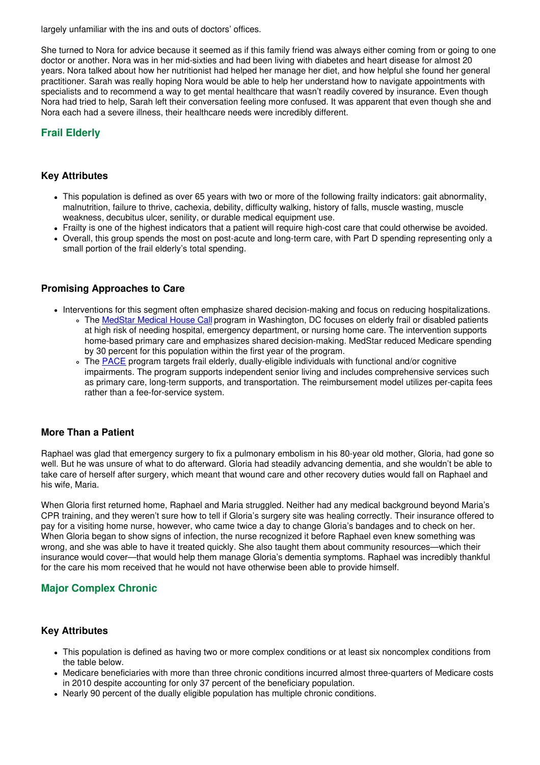largely unfamiliar with the ins and outs of doctors' offices.

She turned to Nora for advice because it seemed as if this family friend was always either coming from or going to one doctor or another. Nora was in her mid-sixties and had been living with diabetes and heart disease for almost 20 years. Nora talked about how her nutritionist had helped her manage her diet, and how helpful she found her general practitioner. Sarah was really hoping Nora would be able to help her understand how to navigate appointments with specialists and to recommend a way to get mental healthcare that wasn't readily covered by insurance. Even though Nora had tried to help, Sarah left their conversation feeling more confused. It was apparent that even though she and Nora each had a severe illness, their healthcare needs were incredibly different.

## Frail Elderly

### Key Attributes

- This population is defined as over 65 years with two or more of the following frailty indicators: gait abnormality, malnutrition, failure to thrive, cachexia, debility, difficulty walking, history of falls, muscle wasting, muscle weakness, decubitus ulcer, senility, or durable medical equipment use.
- Frailty is one of the highest indicators that a patient will require high-cost care that could otherwise be avoided.
- Overall, this group spends the most on post-acute and long-term care, with Part D spending representing only a small portion of the frail elderly's total spending.

### Promising Approaches to Care

- Interventions for this segment often emphasize shared decision-making and focus on reducing hospitalizations.
  - The MedStar Medical House Call program in Washington, DC focuses on elderly frail or disabled patients at high risk of needing hospital, emergency department, or nursing home care. The intervention supports home-based primary care and emphasizes shared decision-making. MedStar reduced Medicare spending by 30 percent for this population within the first year of the program.
  - The PACE program targets frail elderly, dually-eligible individuals with functional and/or cognitive impairments. The program supports independent senior living and includes comprehensive services such as primary care, long-term supports, and transportation. The reimbursement model utilizes per-capita fees rather than a fee-for-service system.

### More Than a Patient

Raphael was glad that emergency surgery to fix a pulmonary embolism in his 80-year old mother, Gloria, had gone so well. But he was unsure of what to do afterward. Gloria had steadily advancing dementia, and she wouldn't be able to take care of herself after surgery, which meant that wound care and other recovery duties would fall on Raphael and his wife, Maria.

When Gloria first returned home, Raphael and Maria struggled. Neither had any medical background beyond Maria's CPR training, and they weren't sure how to tell if Gloria's surgery site was healing correctly. Their insurance offered to pay for a visiting home nurse, however, who came twice a day to change Gloria's bandages and to check on her. When Gloria began to show signs of infection, the nurse recognized it before Raphael even knew something was wrong, and she was able to have it treated quickly. She also taught them about community resources—which their insurance would cover—that would help them manage Gloria's dementia symptoms. Raphael was incredibly thankful for the care his mom received that he would not have otherwise been able to provide himself.

## Major Complex Chronic

### Key Attributes

- This population is defined as having two or more complex conditions or at least six noncomplex conditions from the table below.
- Medicare beneficiaries with more than three chronic conditions incurred almost three-quarters of Medicare costs in 2010 despite accounting for only 37 percent of the beneficiary population.
- Nearly 90 percent of the dually eligible population has multiple chronic conditions.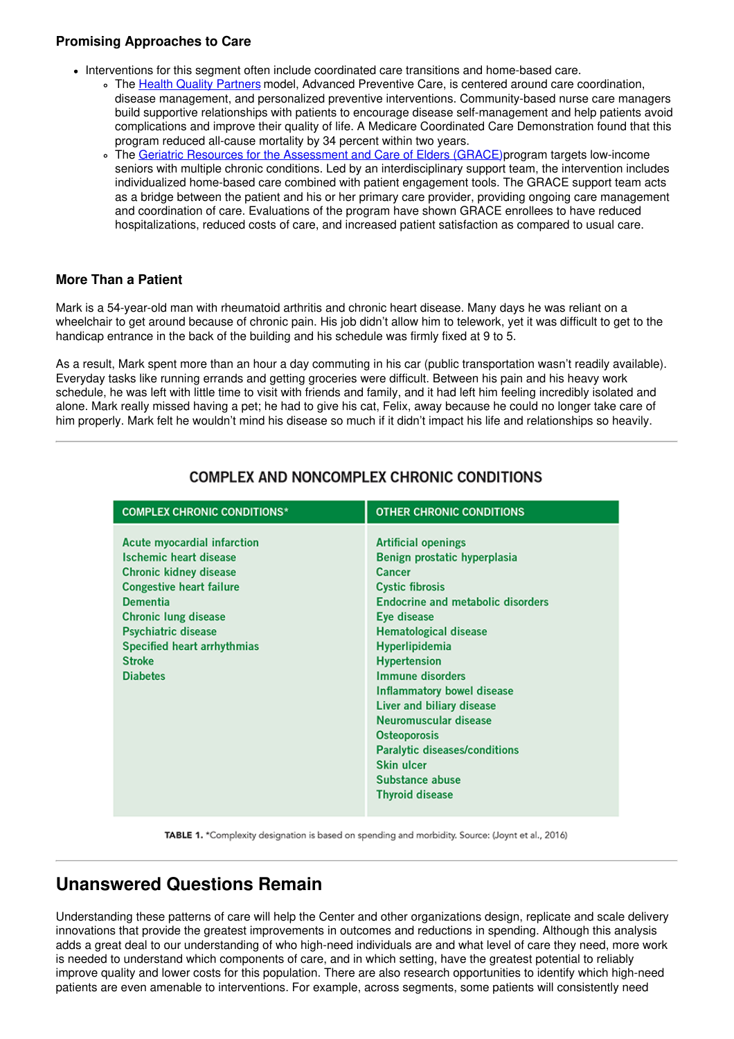### Promising Approaches to Care

- Interventions for this segment often include coordinated care transitions and home-based care.
  - The Health Quality Partners model, Advanced Preventive Care, is centered around care coordination, disease management, and personalized preventive interventions. Community-based nurse care managers build supportive relationships with patients to encourage disease self-management and help patients avoid complications and improve their quality of life. A Medicare Coordinated Care Demonstration found that this program reduced all-cause mortality by 34 percent within two years.
  - The Geriatric Resources for the Assessment and Care of Elders (GRACE)program targets low-income seniors with multiple chronic conditions. Led by an interdisciplinary support team, the intervention includes individualized home-based care combined with patient engagement tools. The GRACE support team acts as a bridge between the patient and his or her primary care provider, providing ongoing care management and coordination of care. Evaluations of the program have shown GRACE enrollees to have reduced hospitalizations, reduced costs of care, and increased patient satisfaction as compared to usual care.

### More Than a Patient

Mark is a 54-year-old man with rheumatoid arthritis and chronic heart disease. Many days he was reliant on a wheelchair to get around because of chronic pain. His job didn't allow him to telework, yet it was difficult to get to the handicap entrance in the back of the building and his schedule was firmly fixed at 9 to 5.

As a result, Mark spent more than an hour a day commuting in his car (public transportation wasn't readily available). Everyday tasks like running errands and getting groceries were difficult. Between his pain and his heavy work schedule, he was left with little time to visit with friends and family, and it had left him feeling incredibly isolated and alone. Mark really missed having a pet; he had to give his cat, Felix, away because he could no longer take care of him properly. Mark felt he wouldn't mind his disease so much if it didn't impact his life and relationships so heavily.

---

**COMPLEX AND NONCOMPLEX CHRONIC CONDITIONS**

| COMPLEX CHRONIC CONDITIONS* | OTHER CHRONIC CONDITIONS |
|---|---|
| Acute myocardial infarction | Artificial openings |
| Ischemic heart disease | Benign prostatic hyperplasia |
| Chronic kidney disease | Cancer |
| Congestive heart failure | Cystic fibrosis |
| Dementia | Endocrine and metabolic disorders |
| Chronic lung disease | Eye disease |
| Psychiatric disease | Hematological disease |
| Specified heart arrhythmias | Hyperlipidemia |
| Stroke | Hypertension |
| Diabetes | Immune disorders |
| | Inflammatory bowel disease |
| | Liver and biliary disease |
| | Neuromuscular disease |
| | Osteoporosis |
| | Paralytic diseases/conditions |
| | Skin ulcer |
| | Substance abuse |
| | Thyroid disease |

**TABLE 1.** *Complexity designation is based on spending and morbidity. Source: (Joynt et al., 2016)

---

## Unanswered Questions Remain

Understanding these patterns of care will help the Center and other organizations design, replicate and scale delivery innovations that provide the greatest improvements in outcomes and reductions in spending. Although this analysis adds a great deal to our understanding of who high-need individuals are and what level of care they need, more work is needed to understand which components of care, and in which setting, have the greatest potential to reliably improve quality and lower costs for this population. There are also research opportunities to identify which high-need patients are even amenable to interventions. For example, across segments, some patients will consistently need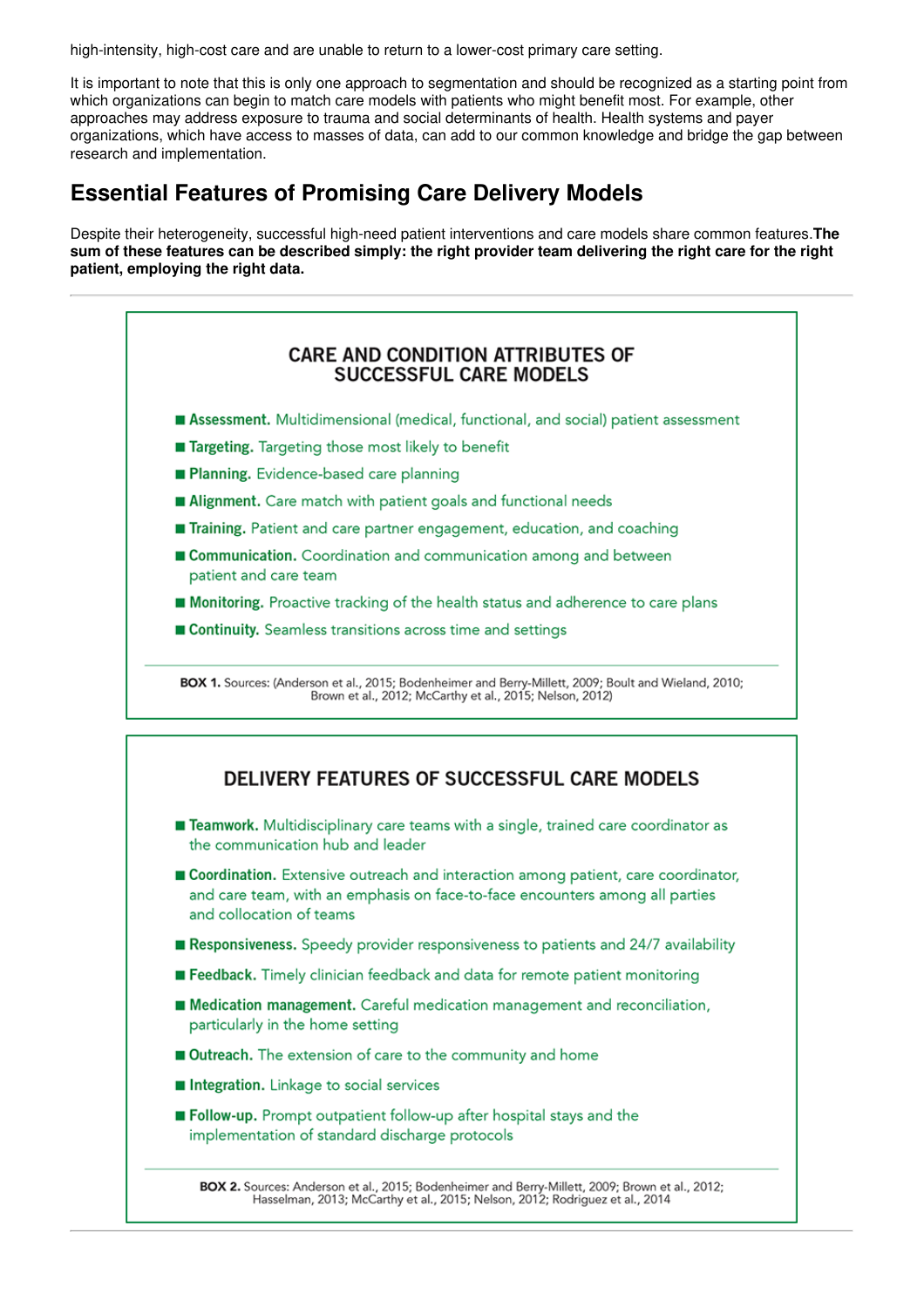high-intensity, high-cost care and are unable to return to a lower-cost primary care setting.

It is important to note that this is only one approach to segmentation and should be recognized as a starting point from which organizations can begin to match care models with patients who might benefit most. For example, other approaches may address exposure to trauma and social determinants of health. Health systems and payer organizations, which have access to masses of data, can add to our common knowledge and bridge the gap between research and implementation.

## Essential Features of Promising Care Delivery Models

Despite their heterogeneity, successful high-need patient interventions and care models share common features. **The sum of these features can be described simply: the right provider team delivering the right care for the right patient, employing the right data.**

---

### CARE AND CONDITION ATTRIBUTES OF SUCCESSFUL CARE MODELS

- **Assessment.** Multidimensional (medical, functional, and social) patient assessment
- **Targeting.** Targeting those most likely to benefit
- **Planning.** Evidence-based care planning
- **Alignment.** Care match with patient goals and functional needs
- **Training.** Patient and care partner engagement, education, and coaching
- **Communication.** Coordination and communication among and between patient and care team
- **Monitoring.** Proactive tracking of the health status and adherence to care plans
- **Continuity.** Seamless transitions across time and settings

**BOX 1.** Sources: (Anderson et al., 2015; Bodenheimer and Berry-Millett, 2009; Boult and Wieland, 2010; Brown et al., 2012; McCarthy et al., 2015; Nelson, 2012)

### DELIVERY FEATURES OF SUCCESSFUL CARE MODELS

- **Teamwork.** Multidisciplinary care teams with a single, trained care coordinator as the communication hub and leader
- **Coordination.** Extensive outreach and interaction among patient, care coordinator, and care team, with an emphasis on face-to-face encounters among all parties and collocation of teams
- **Responsiveness.** Speedy provider responsiveness to patients and 24/7 availability
- **Feedback.** Timely clinician feedback and data for remote patient monitoring
- **Medication management.** Careful medication management and reconciliation, particularly in the home setting
- **Outreach.** The extension of care to the community and home
- **Integration.** Linkage to social services
- **Follow-up.** Prompt outpatient follow-up after hospital stays and the implementation of standard discharge protocols

**BOX 2.** Sources: Anderson et al., 2015; Bodenheimer and Berry-Millett, 2009; Brown et al., 2012; Hasselman, 2013; McCarthy et al., 2015; Nelson, 2012; Rodriguez et al., 2014

---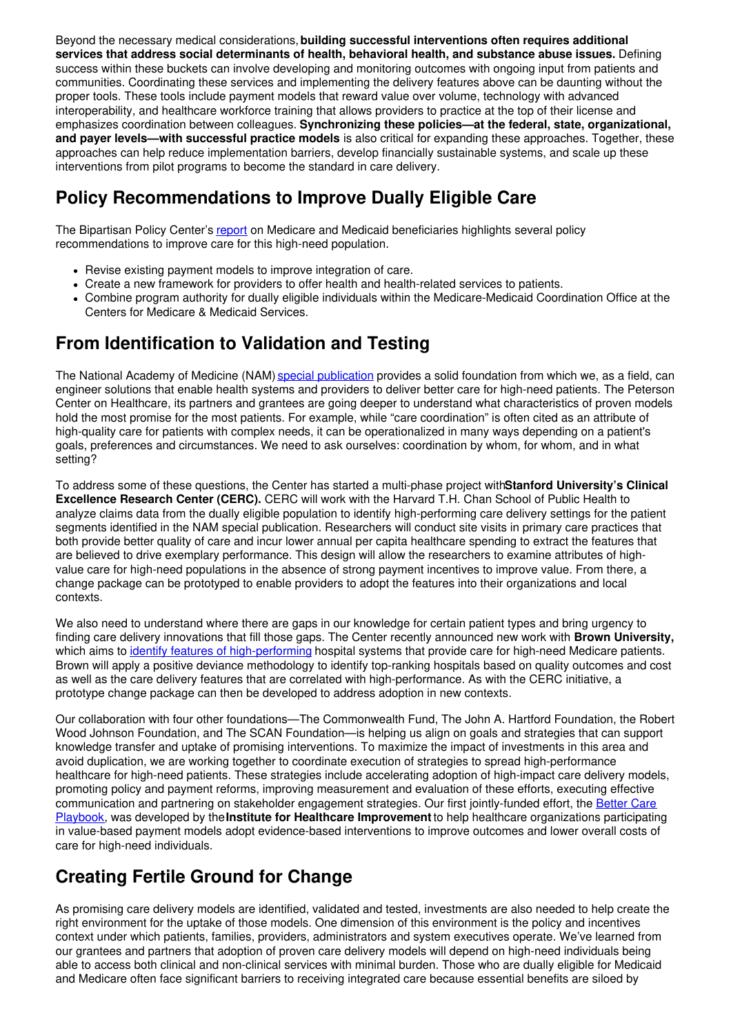Beyond the necessary medical considerations, **building successful interventions often requires additional services that address social determinants of health, behavioral health, and substance abuse issues.** Defining success within these buckets can involve developing and monitoring outcomes with ongoing input from patients and communities. Coordinating these services and implementing the delivery features above can be daunting without the proper tools. These tools include payment models that reward value over volume, technology with advanced interoperability, and healthcare workforce training that allows providers to practice at the top of their license and emphasizes coordination between colleagues. **Synchronizing these policies—at the federal, state, organizational, and payer levels—with successful practice models** is also critical for expanding these approaches. Together, these approaches can help reduce implementation barriers, develop financially sustainable systems, and scale up these interventions from pilot programs to become the standard in care delivery.

## Policy Recommendations to Improve Dually Eligible Care

The Bipartisan Policy Center's report on Medicare and Medicaid beneficiaries highlights several policy recommendations to improve care for this high-need population.

- Revise existing payment models to improve integration of care.
- Create a new framework for providers to offer health and health-related services to patients.
- Combine program authority for dually eligible individuals within the Medicare-Medicaid Coordination Office at the Centers for Medicare & Medicaid Services.

## From Identification to Validation and Testing

The National Academy of Medicine (NAM) special publication provides a solid foundation from which we, as a field, can engineer solutions that enable health systems and providers to deliver better care for high-need patients. The Peterson Center on Healthcare, its partners and grantees are going deeper to understand what characteristics of proven models hold the most promise for the most patients. For example, while "care coordination" is often cited as an attribute of high-quality care for patients with complex needs, it can be operationalized in many ways depending on a patient's goals, preferences and circumstances. We need to ask ourselves: coordination by whom, for whom, and in what setting?

To address some of these questions, the Center has started a multi-phase project with **Stanford University's Clinical Excellence Research Center (CERC).** CERC will work with the Harvard T.H. Chan School of Public Health to analyze claims data from the dually eligible population to identify high-performing care delivery settings for the patient segments identified in the NAM special publication. Researchers will conduct site visits in primary care practices that both provide better quality of care and incur lower annual per capita healthcare spending to extract the features that are believed to drive exemplary performance. This design will allow the researchers to examine attributes of high-value care for high-need populations in the absence of strong payment incentives to improve value. From there, a change package can be prototyped to enable providers to adopt the features into their organizations and local contexts.

We also need to understand where there are gaps in our knowledge for certain patient types and bring urgency to finding care delivery innovations that fill those gaps. The Center recently announced new work with **Brown University,** which aims to identify features of high-performing hospital systems that provide care for high-need Medicare patients. Brown will apply a positive deviance methodology to identify top-ranking hospitals based on quality outcomes and cost as well as the care delivery features that are correlated with high-performance. As with the CERC initiative, a prototype change package can then be developed to address adoption in new contexts.

Our collaboration with four other foundations—The Commonwealth Fund, The John A. Hartford Foundation, the Robert Wood Johnson Foundation, and The SCAN Foundation—is helping us align on goals and strategies that can support knowledge transfer and uptake of promising interventions. To maximize the impact of investments in this area and avoid duplication, we are working together to coordinate execution of strategies to spread high-performance healthcare for high-need patients. These strategies include accelerating adoption of high-impact care delivery models, promoting policy and payment reforms, improving measurement and evaluation of these efforts, executing effective communication and partnering on stakeholder engagement strategies. Our first jointly-funded effort, the Better Care Playbook, was developed by the **Institute for Healthcare Improvement** to help healthcare organizations participating in value-based payment models adopt evidence-based interventions to improve outcomes and lower overall costs of care for high-need individuals.

## Creating Fertile Ground for Change

As promising care delivery models are identified, validated and tested, investments are also needed to help create the right environment for the uptake of those models. One dimension of this environment is the policy and incentives context under which patients, families, providers, administrators and system executives operate. We've learned from our grantees and partners that adoption of proven care delivery models will depend on high-need individuals being able to access both clinical and non-clinical services with minimal burden. Those who are dually eligible for Medicaid and Medicare often face significant barriers to receiving integrated care because essential benefits are siloed by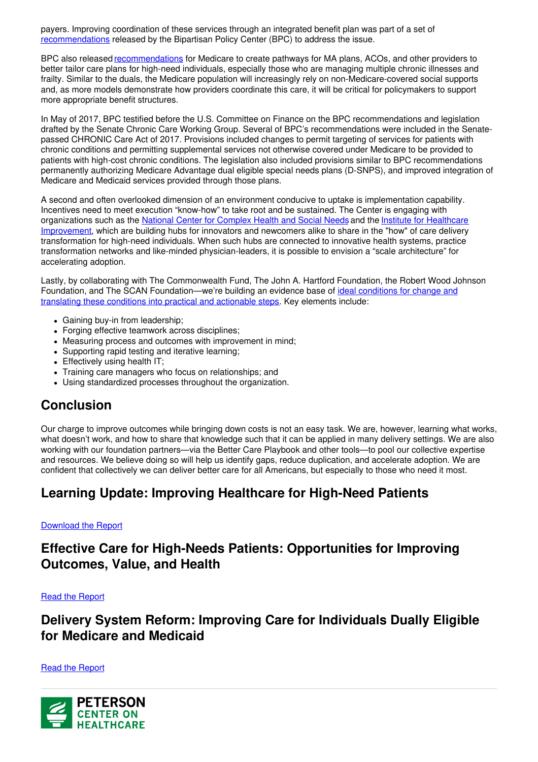payers. Improving coordination of these services through an integrated benefit plan was part of a set of recommendations released by the Bipartisan Policy Center (BPC) to address the issue.

BPC also released recommendations for Medicare to create pathways for MA plans, ACOs, and other providers to better tailor care plans for high-need individuals, especially those who are managing multiple chronic illnesses and frailty. Similar to the duals, the Medicare population will increasingly rely on non-Medicare-covered social supports and, as more models demonstrate how providers coordinate this care, it will be critical for policymakers to support more appropriate benefit structures.

In May of 2017, BPC testified before the U.S. Committee on Finance on the BPC recommendations and legislation drafted by the Senate Chronic Care Working Group. Several of BPC's recommendations were included in the Senate-passed CHRONIC Care Act of 2017. Provisions included changes to permit targeting of services for patients with chronic conditions and permitting supplemental services not otherwise covered under Medicare to be provided to patients with high-cost chronic conditions. The legislation also included provisions similar to BPC recommendations permanently authorizing Medicare Advantage dual eligible special needs plans (D-SNPS), and improved integration of Medicare and Medicaid services provided through those plans.

A second and often overlooked dimension of an environment conducive to uptake is implementation capability. Incentives need to meet execution "know-how" to take root and be sustained. The Center is engaging with organizations such as the National Center for Complex Health and Social Needs and the Institute for Healthcare Improvement, which are building hubs for innovators and newcomers alike to share in the "how" of care delivery transformation for high-need individuals. When such hubs are connected to innovative health systems, practice transformation networks and like-minded physician-leaders, it is possible to envision a "scale architecture" for accelerating adoption.

Lastly, by collaborating with The Commonwealth Fund, The John A. Hartford Foundation, the Robert Wood Johnson Foundation, and The SCAN Foundation—we're building an evidence base of ideal conditions for change and translating these conditions into practical and actionable steps. Key elements include:

- Gaining buy-in from leadership;
- Forging effective teamwork across disciplines;
- Measuring process and outcomes with improvement in mind;
- Supporting rapid testing and iterative learning;
- Effectively using health IT;
- Training care managers who focus on relationships; and
- Using standardized processes throughout the organization.

## Conclusion

Our charge to improve outcomes while bringing down costs is not an easy task. We are, however, learning what works, what doesn't work, and how to share that knowledge such that it can be applied in many delivery settings. We are also working with our foundation partners—via the Better Care Playbook and other tools—to pool our collective expertise and resources. We believe doing so will help us identify gaps, reduce duplication, and accelerate adoption. We are confident that collectively we can deliver better care for all Americans, but especially to those who need it most.

## Learning Update: Improving Healthcare for High-Need Patients

Download the Report

## Effective Care for High-Needs Patients: Opportunities for Improving Outcomes, Value, and Health

Read the Report

## Delivery System Reform: Improving Care for Individuals Dually Eligible for Medicare and Medicaid

Read the Report

PETERSON CENTER ON HEALTHCARE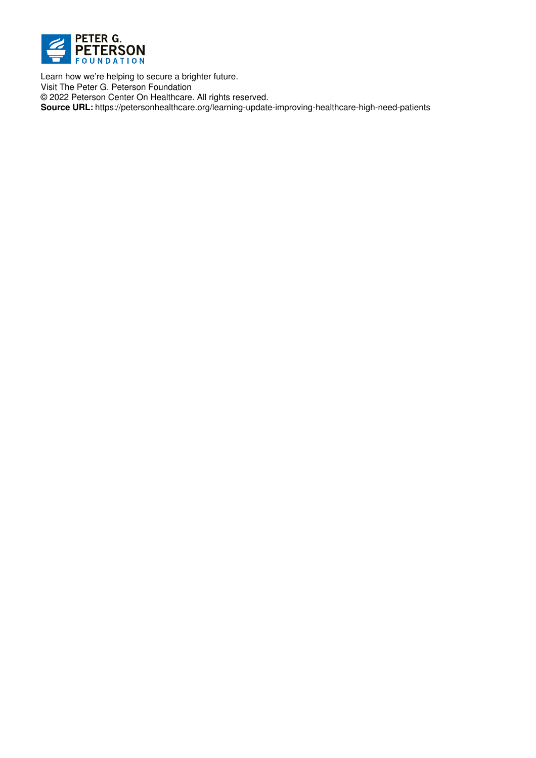PETER G. PETERSON FOUNDATION

Learn how we're helping to secure a brighter future.
Visit The Peter G. Peterson Foundation
© 2022 Peterson Center On Healthcare. All rights reserved.
**Source URL:** https://petersonhealthcare.org/learning-update-improving-healthcare-high-need-patients